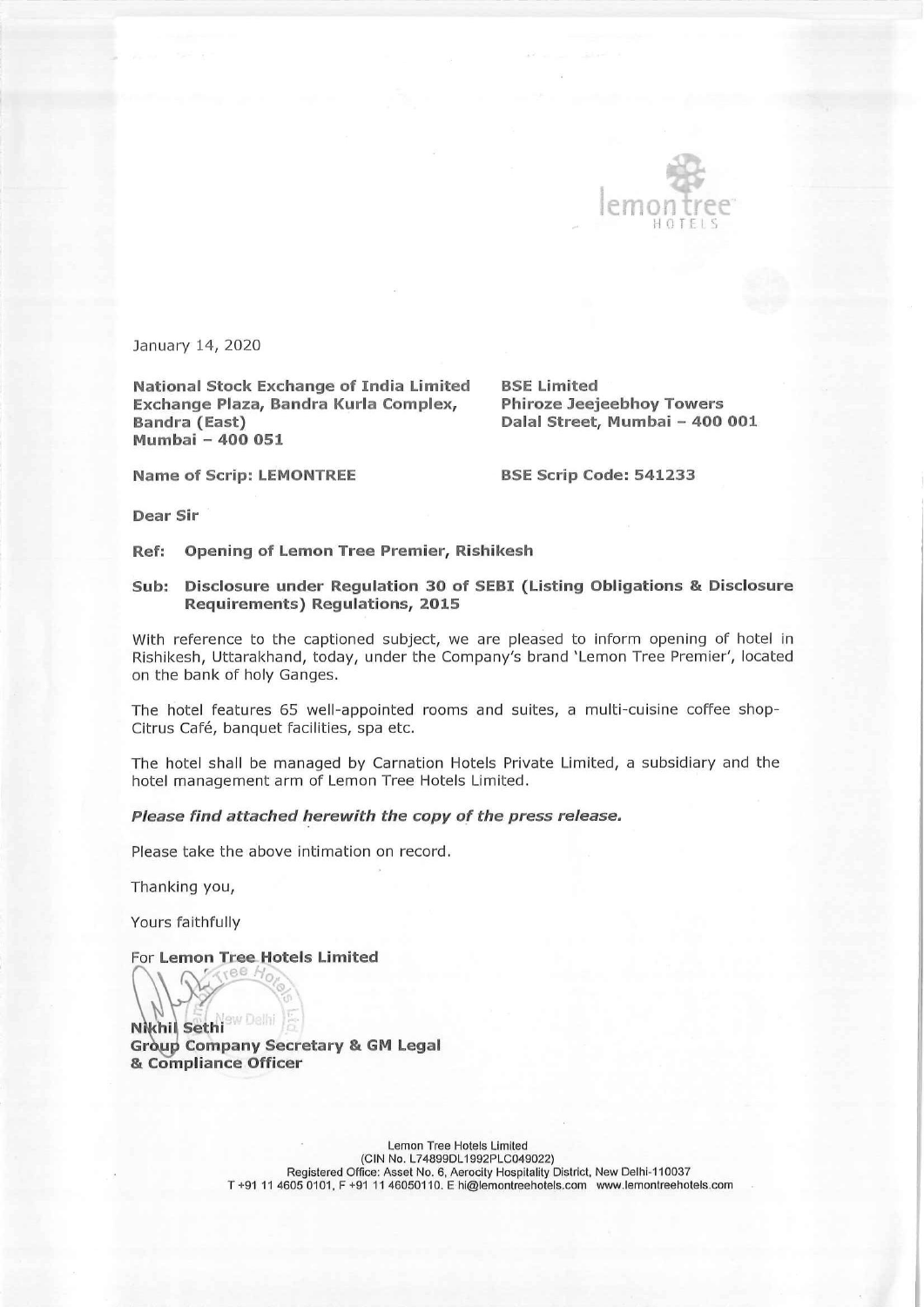January 14, 2020

**National Stock Exchange of India Limited**
**Exchange Plaza, Bandra Kurla Complex,**
**Bandra (East)**
**Mumbai – 400 051**

**BSE Limited**
**Phiroze Jeejeebhoy Towers**
**Dalal Street, Mumbai – 400 001**

**Name of Scrip: LEMONTREE**

**BSE Scrip Code: 541233**

**Dear Sir**

**Ref: Opening of Lemon Tree Premier, Rishikesh**

**Sub: Disclosure under Regulation 30 of SEBI (Listing Obligations & Disclosure Requirements) Regulations, 2015**

With reference to the captioned subject, we are pleased to inform opening of hotel in Rishikesh, Uttarakhand, today, under the Company's brand 'Lemon Tree Premier', located on the bank of holy Ganges.

The hotel features 65 well-appointed rooms and suites, a multi-cuisine coffee shop-Citrus Café, banquet facilities, spa etc.

The hotel shall be managed by Carnation Hotels Private Limited, a subsidiary and the hotel management arm of Lemon Tree Hotels Limited.

***Please find attached herewith the copy of the press release.***

Please take the above intimation on record.

Thanking you,

Yours faithfully

For **Lemon Tree Hotels Limited**

**Nikhil Sethi**
**Group Company Secretary & GM Legal**
**& Compliance Officer**

Lemon Tree Hotels Limited
(CIN No. L74899DL1992PLC049022)
Registered Office: Asset No. 6, Aerocity Hospitality District, New Delhi-110037
T +91 11 4605 0101, F +91 11 46050110. E hi@lemontreehotels.com www.lemontreehotels.com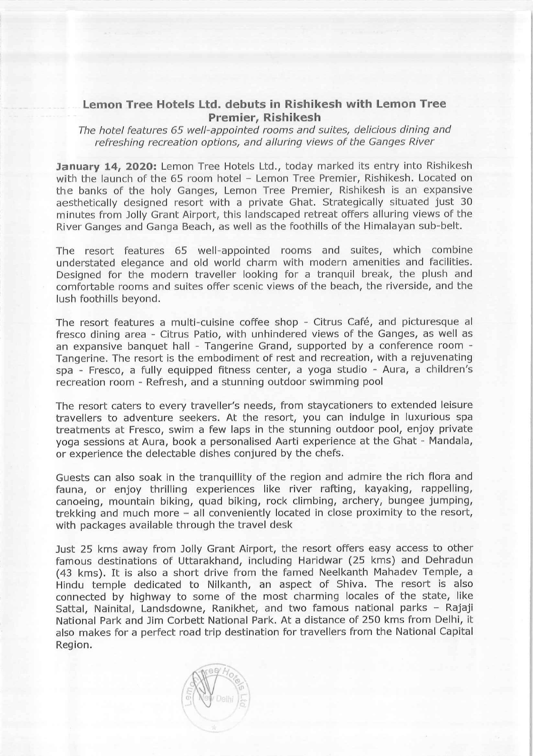## Lemon Tree Hotels Ltd. debuts in Rishikesh with Lemon Tree Premier, Rishikesh

*The hotel features 65 well-appointed rooms and suites, delicious dining and refreshing recreation options, and alluring views of the Ganges River*

**January 14, 2020:** Lemon Tree Hotels Ltd., today marked its entry into Rishikesh with the launch of the 65 room hotel – Lemon Tree Premier, Rishikesh. Located on the banks of the holy Ganges, Lemon Tree Premier, Rishikesh is an expansive aesthetically designed resort with a private Ghat. Strategically situated just 30 minutes from Jolly Grant Airport, this landscaped retreat offers alluring views of the River Ganges and Ganga Beach, as well as the foothills of the Himalayan sub-belt.

The resort features 65 well-appointed rooms and suites, which combine understated elegance and old world charm with modern amenities and facilities. Designed for the modern traveller looking for a tranquil break, the plush and comfortable rooms and suites offer scenic views of the beach, the riverside, and the lush foothills beyond.

The resort features a multi-cuisine coffee shop - Citrus Café, and picturesque al fresco dining area - Citrus Patio, with unhindered views of the Ganges, as well as an expansive banquet hall - Tangerine Grand, supported by a conference room - Tangerine. The resort is the embodiment of rest and recreation, with a rejuvenating spa - Fresco, a fully equipped fitness center, a yoga studio - Aura, a children's recreation room - Refresh, and a stunning outdoor swimming pool

The resort caters to every traveller's needs, from staycationers to extended leisure travellers to adventure seekers. At the resort, you can indulge in luxurious spa treatments at Fresco, swim a few laps in the stunning outdoor pool, enjoy private yoga sessions at Aura, book a personalised Aarti experience at the Ghat - Mandala, or experience the delectable dishes conjured by the chefs.

Guests can also soak in the tranquillity of the region and admire the rich flora and fauna, or enjoy thrilling experiences like river rafting, kayaking, rappelling, canoeing, mountain biking, quad biking, rock climbing, archery, bungee jumping, trekking and much more – all conveniently located in close proximity to the resort, with packages available through the travel desk

Just 25 kms away from Jolly Grant Airport, the resort offers easy access to other famous destinations of Uttarakhand, including Haridwar (25 kms) and Dehradun (43 kms). It is also a short drive from the famed Neelkanth Mahadev Temple, a Hindu temple dedicated to Nilkanth, an aspect of Shiva. The resort is also connected by highway to some of the most charming locales of the state, like Sattal, Nainital, Landsdowne, Ranikhet, and two famous national parks – Rajaji National Park and Jim Corbett National Park. At a distance of 250 kms from Delhi, it also makes for a perfect road trip destination for travellers from the National Capital Region.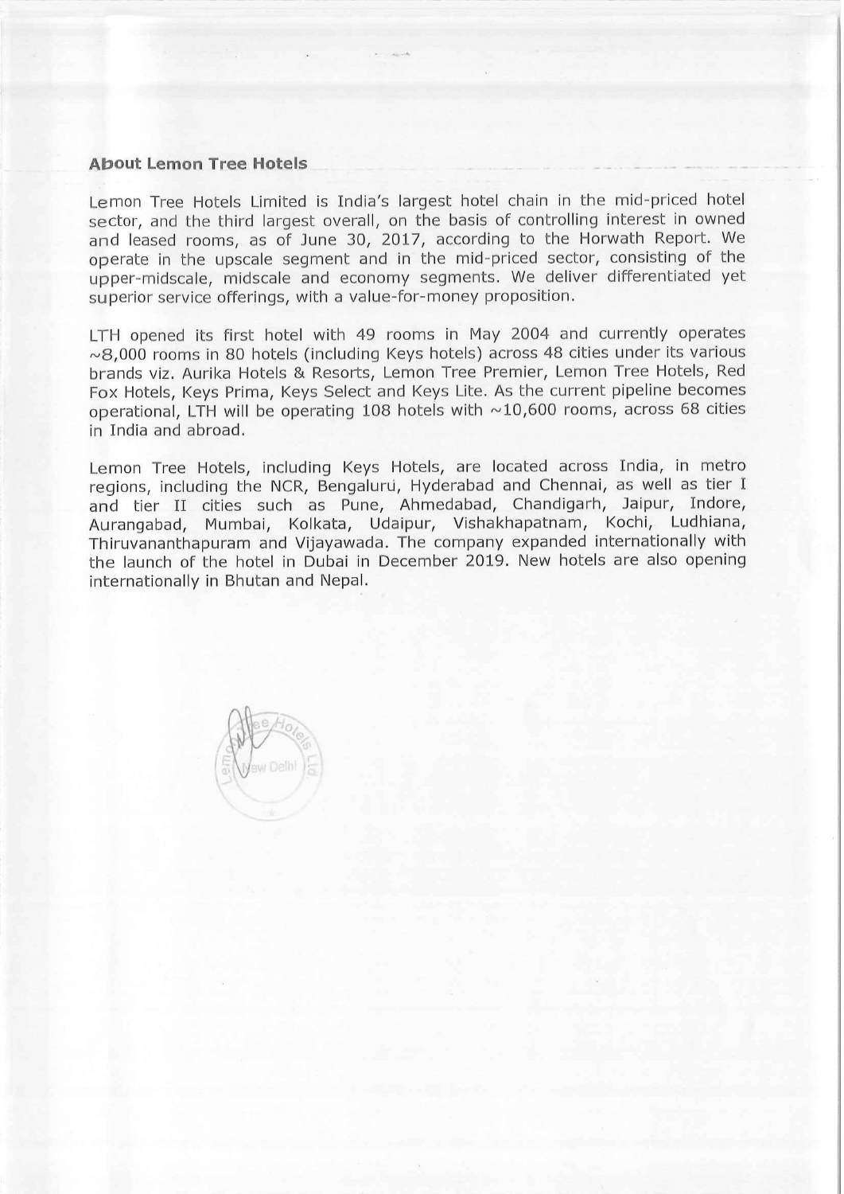## About Lemon Tree Hotels

Lemon Tree Hotels Limited is India's largest hotel chain in the mid-priced hotel sector, and the third largest overall, on the basis of controlling interest in owned and leased rooms, as of June 30, 2017, according to the Horwath Report. We operate in the upscale segment and in the mid-priced sector, consisting of the upper-midscale, midscale and economy segments. We deliver differentiated yet superior service offerings, with a value-for-money proposition.

LTH opened its first hotel with 49 rooms in May 2004 and currently operates ~8,000 rooms in 80 hotels (including Keys hotels) across 48 cities under its various brands viz. Aurika Hotels & Resorts, Lemon Tree Premier, Lemon Tree Hotels, Red Fox Hotels, Keys Prima, Keys Select and Keys Lite. As the current pipeline becomes operational, LTH will be operating 108 hotels with ~10,600 rooms, across 68 cities in India and abroad.

Lemon Tree Hotels, including Keys Hotels, are located across India, in metro regions, including the NCR, Bengaluru, Hyderabad and Chennai, as well as tier I and tier II cities such as Pune, Ahmedabad, Chandigarh, Jaipur, Indore, Aurangabad, Mumbai, Kolkata, Udaipur, Vishakhapatnam, Kochi, Ludhiana, Thiruvananthapuram and Vijayawada. The company expanded internationally with the launch of the hotel in Dubai in December 2019. New hotels are also opening internationally in Bhutan and Nepal.